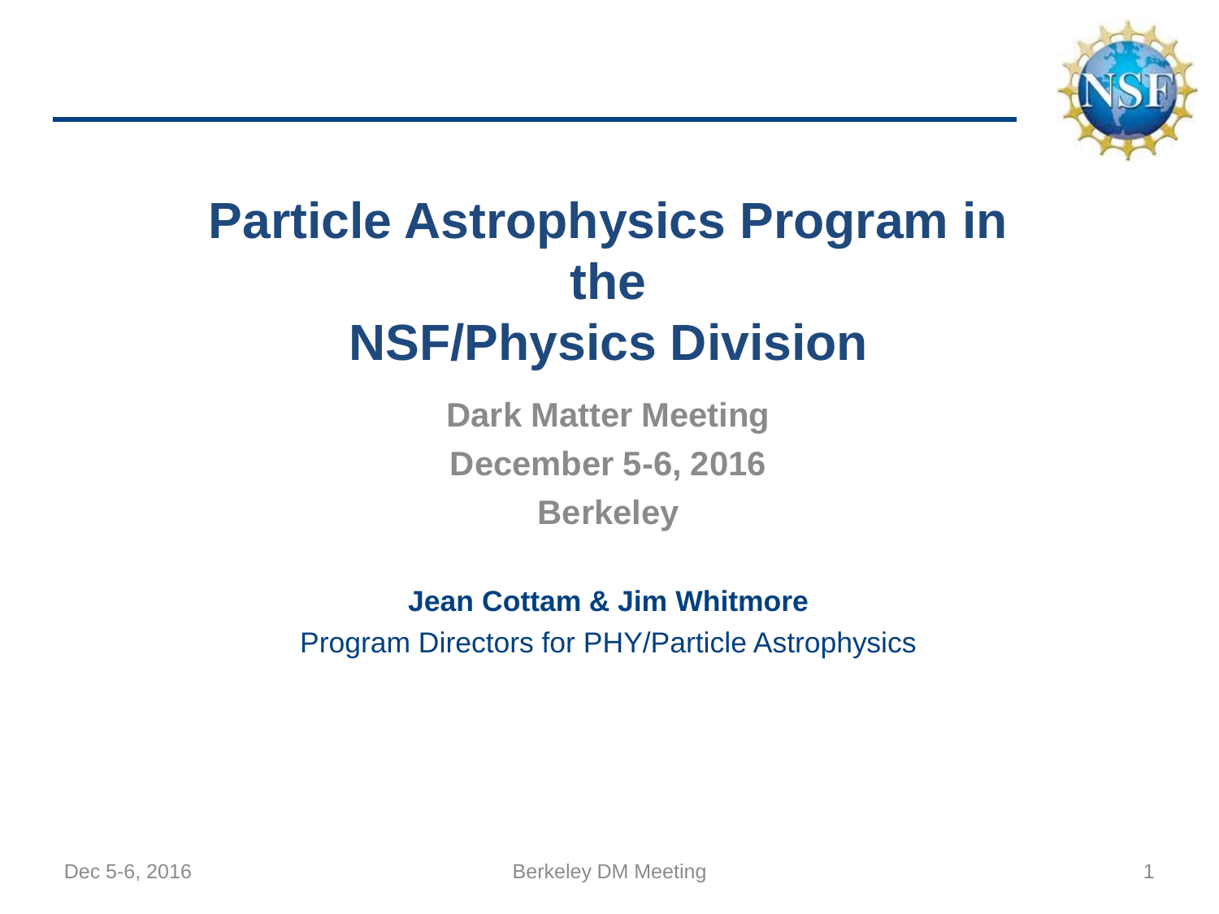# Particle Astrophysics Program in the NSF/Physics Division

**Dark Matter Meeting**

**December 5-6, 2016**

**Berkeley**

**Jean Cottam & Jim Whitmore**

Program Directors for PHY/Particle Astrophysics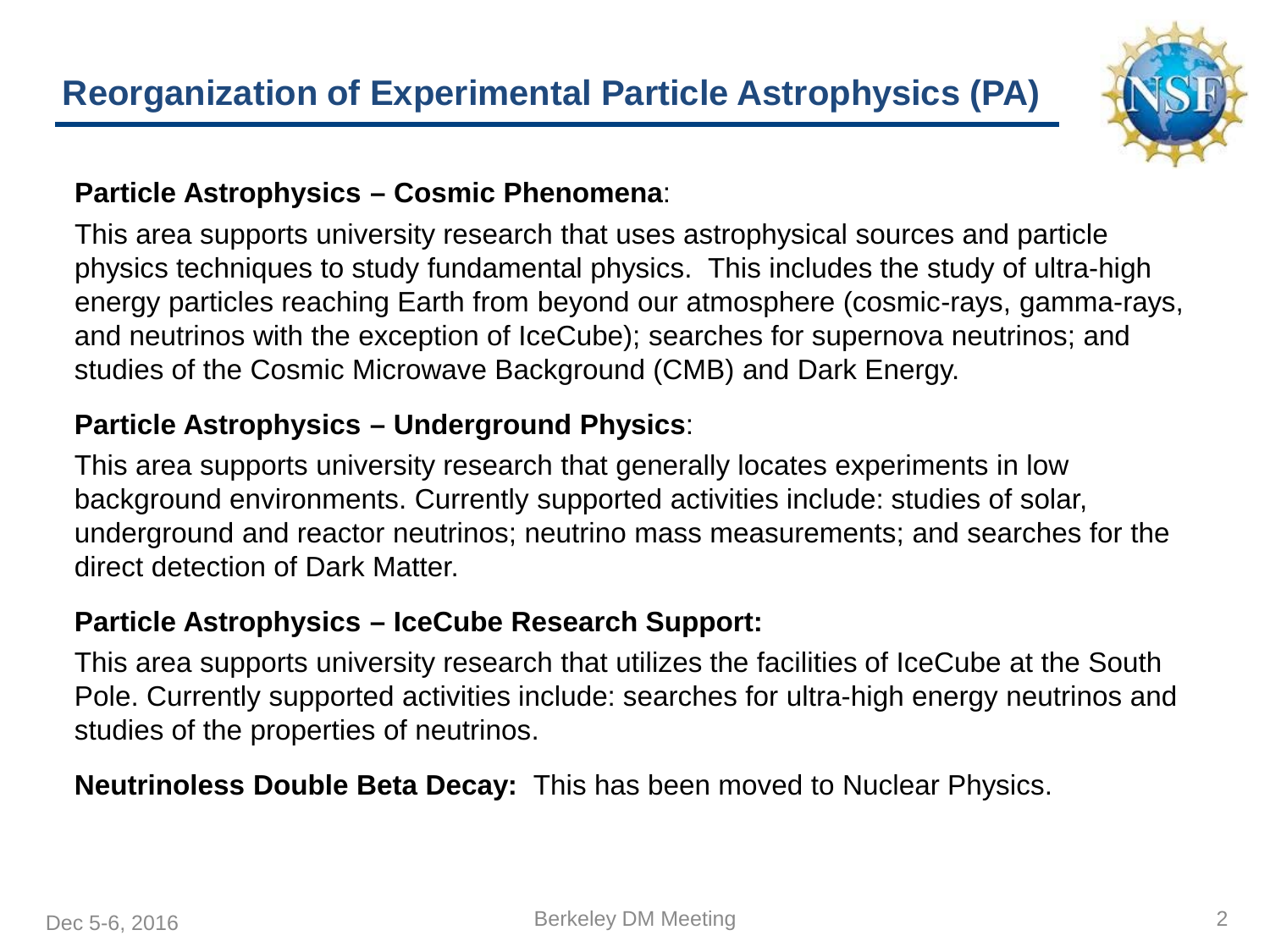# Reorganization of Experimental Particle Astrophysics (PA)

**Particle Astrophysics – Cosmic Phenomena**:

This area supports university research that uses astrophysical sources and particle physics techniques to study fundamental physics. This includes the study of ultra-high energy particles reaching Earth from beyond our atmosphere (cosmic-rays, gamma-rays, and neutrinos with the exception of IceCube); searches for supernova neutrinos; and studies of the Cosmic Microwave Background (CMB) and Dark Energy.

**Particle Astrophysics – Underground Physics**:

This area supports university research that generally locates experiments in low background environments. Currently supported activities include: studies of solar, underground and reactor neutrinos; neutrino mass measurements; and searches for the direct detection of Dark Matter.

**Particle Astrophysics – IceCube Research Support:**

This area supports university research that utilizes the facilities of IceCube at the South Pole. Currently supported activities include: searches for ultra-high energy neutrinos and studies of the properties of neutrinos.

**Neutrinoless Double Beta Decay:** This has been moved to Nuclear Physics.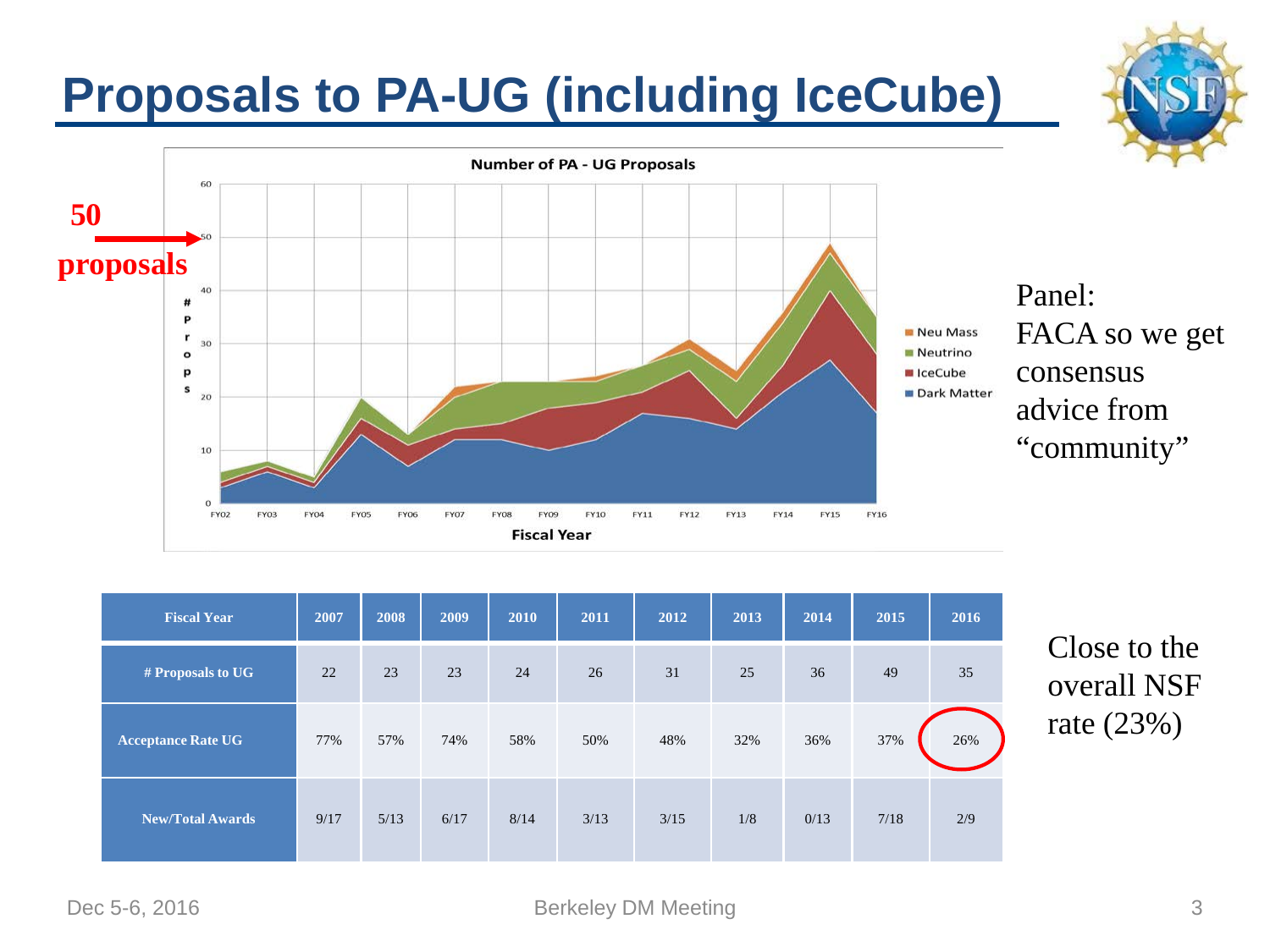# Proposals to PA-UG (including IceCube)

**Number of PA - UG Proposals**

50 proposals

Panel: FACA so we get consensus advice from "community"

| Fiscal Year | 2007 | 2008 | 2009 | 2010 | 2011 | 2012 | 2013 | 2014 | 2015 | 2016 |
|---|---|---|---|---|---|---|---|---|---|---|
| # Proposals to UG | 22 | 23 | 23 | 24 | 26 | 31 | 25 | 36 | 49 | 35 |
| Acceptance Rate UG | 77% | 57% | 74% | 58% | 50% | 48% | 32% | 36% | 37% | 26% |
| New/Total Awards | 9/17 | 5/13 | 6/17 | 8/14 | 3/13 | 3/15 | 1/8 | 0/13 | 7/18 | 2/9 |

Close to the overall NSF rate (23%)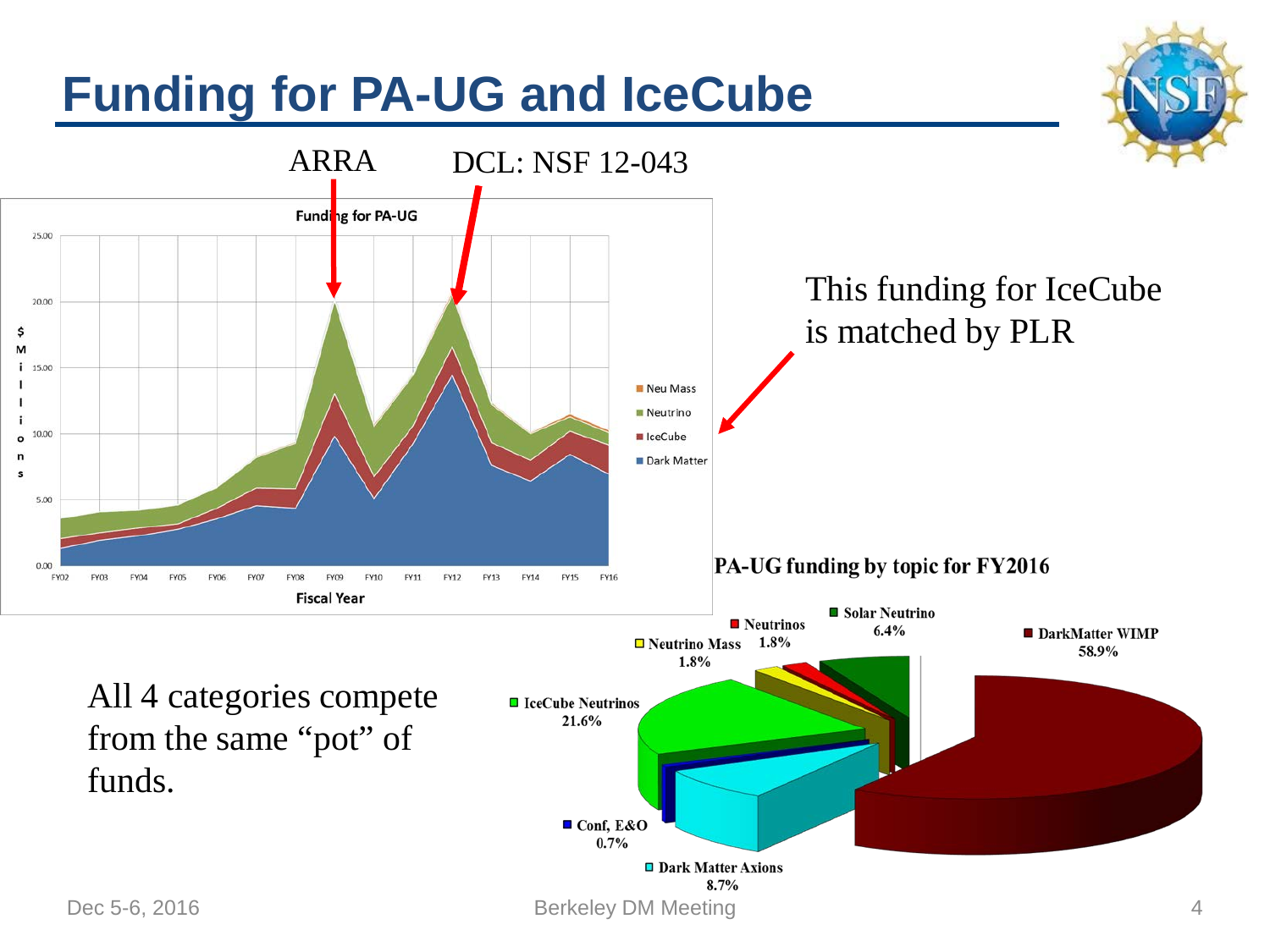# Funding for PA-UG and IceCube

ARRA

DCL: NSF 12-043

**Funding for PA-UG**

$ Millions (0.00 – 25.00) vs. Fiscal Year (FY02 – FY16)

Legend: Neu Mass, Neutrino, IceCube, Dark Matter

This funding for IceCube is matched by PLR

All 4 categories compete from the same "pot" of funds.

**PA-UG funding by topic for FY2016**

- DarkMatter WIMP 58.9%
- IceCube Neutrinos 21.6%
- Dark Matter Axions 8.7%
- Solar Neutrino 6.4%
- Neutrinos 1.8%
- Neutrino Mass 1.8%
- Conf, E&O 0.7%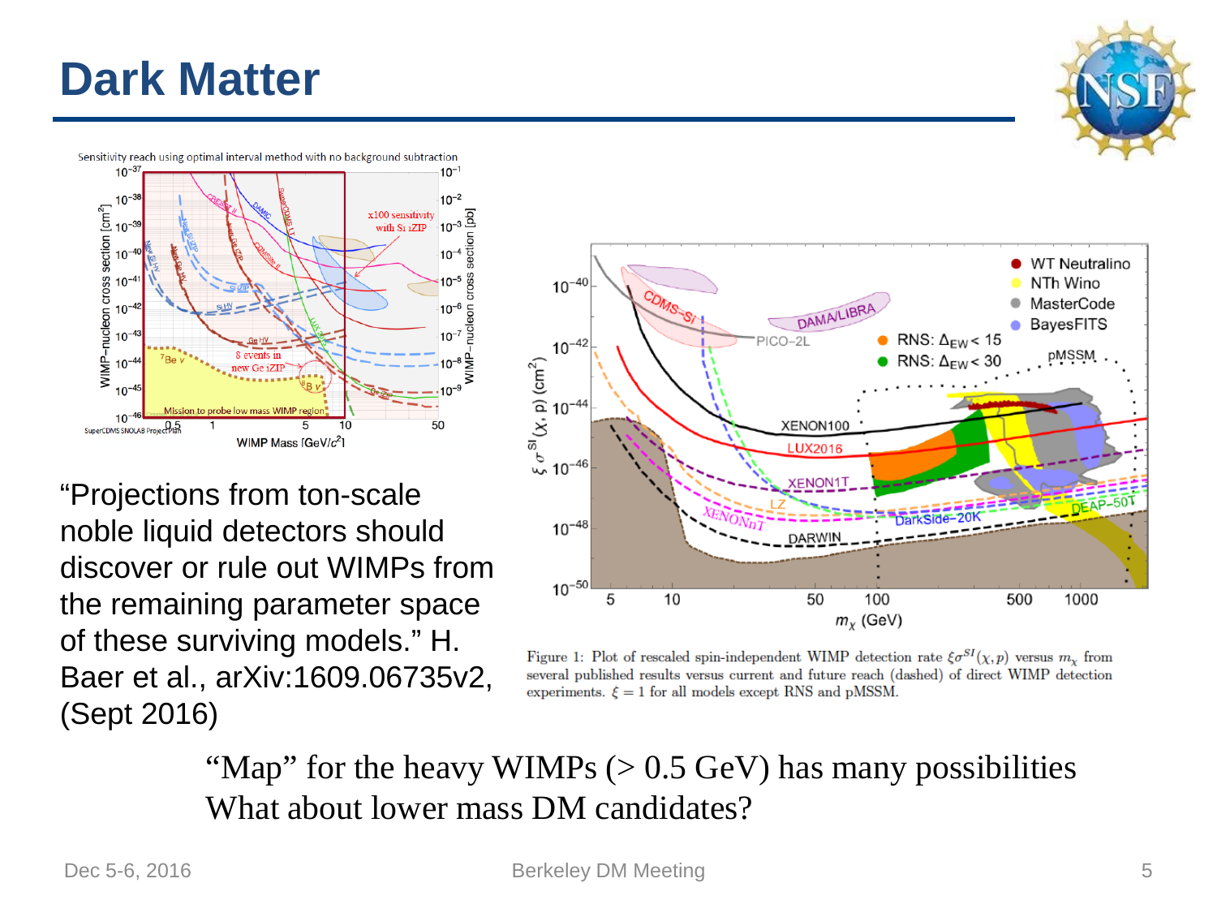# Dark Matter

"Projections from ton-scale noble liquid detectors should discover or rule out WIMPs from the remaining parameter space of these surviving models." H. Baer et al., arXiv:1609.06735v2, (Sept 2016)

Figure 1: Plot of rescaled spin-independent WIMP detection rate $\xi\sigma^{SI}(\chi, p)$ versus $m_\chi$ from several published results versus current and future reach (dashed) of direct WIMP detection experiments. $\xi = 1$ for all models except RNS and pMSSM.

"Map" for the heavy WIMPs (> 0.5 GeV) has many possibilities

What about lower mass DM candidates?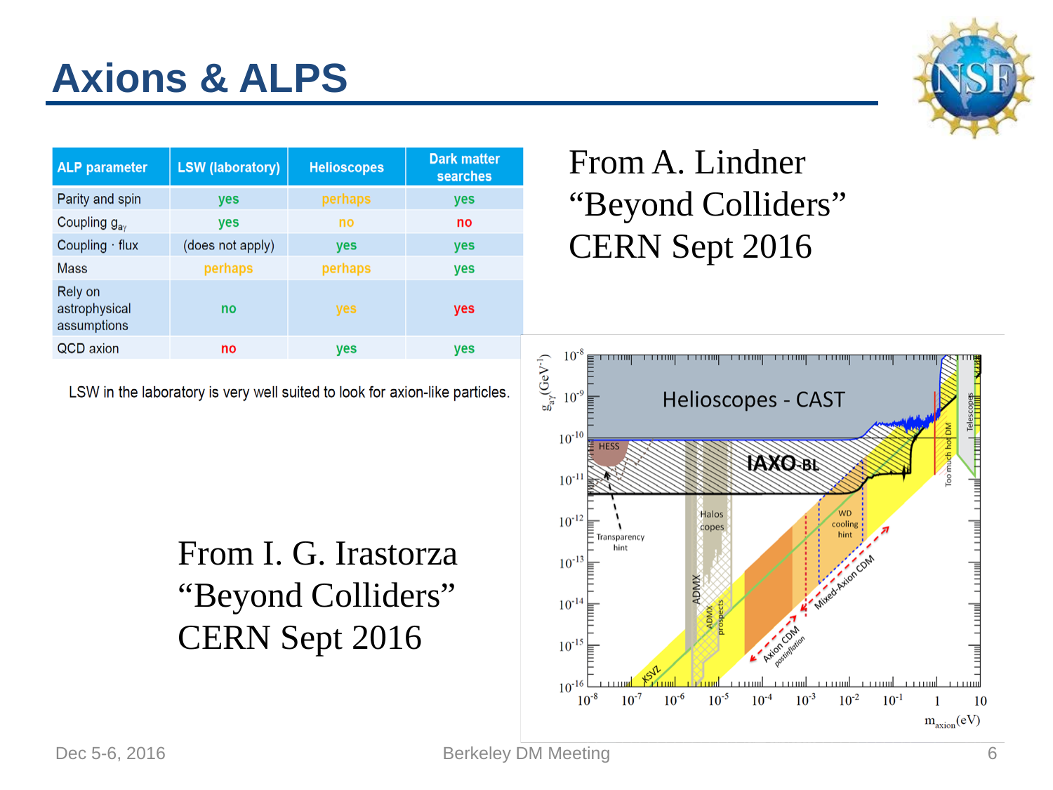# Axions & ALPS

| ALP parameter | LSW (laboratory) | Helioscopes | Dark matter searches |
| --- | --- | --- | --- |
| Parity and spin | yes | perhaps | yes |
| Coupling $g_{a\gamma}$ | yes | no | no |
| Coupling · flux | (does not apply) | yes | yes |
| Mass | perhaps | perhaps | yes |
| Rely on astrophysical assumptions | no | yes | yes |
| QCD axion | no | yes | yes |

LSW in the laboratory is very well suited to look for axion-like particles.

From A. Lindner
"Beyond Colliders"
CERN Sept 2016

From I. G. Irastorza
"Beyond Colliders"
CERN Sept 2016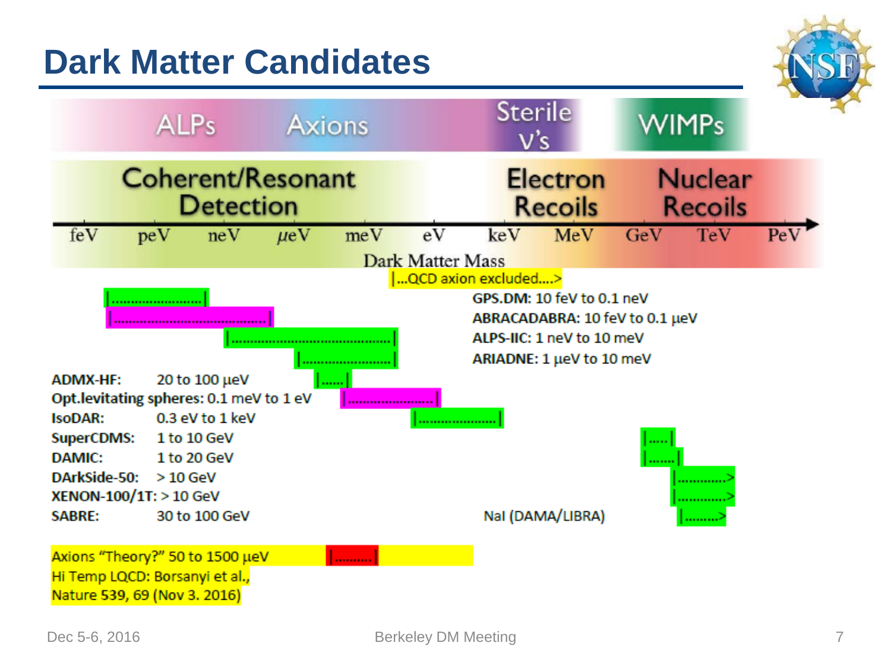# Dark Matter Candidates

ALPs | Axions | Sterile ν's | WIMPs

Coherent/Resonant Detection | Electron Recoils | Nuclear Recoils

feV — peV — neV — μeV — meV — eV — keV — MeV — GeV — TeV — PeV

Dark Matter Mass

|...QCD axion excluded....>

GPS.DM: 10 feV to 0.1 neV

ABRACADABRA: 10 feV to 0.1 μeV

ALPS-IIC: 1 neV to 10 meV

ARIADNE: 1 μeV to 10 meV

| | |
|---|---|
| ADMX-HF: | 20 to 100 μeV |
| Opt.levitating spheres: | 0.1 meV to 1 eV |
| IsoDAR: | 0.3 eV to 1 keV |
| SuperCDMS: | 1 to 10 GeV |
| DAMIC: | 1 to 20 GeV |
| DArkSide-50: | > 10 GeV |
| XENON-100/1T: | > 10 GeV |
| SABRE: | 30 to 100 GeV |

NaI (DAMA/LIBRA)

Axions "Theory?" 50 to 1500 μeV

Hi Temp LQCD: Borsanyi et al., Nature 539, 69 (Nov 3. 2016)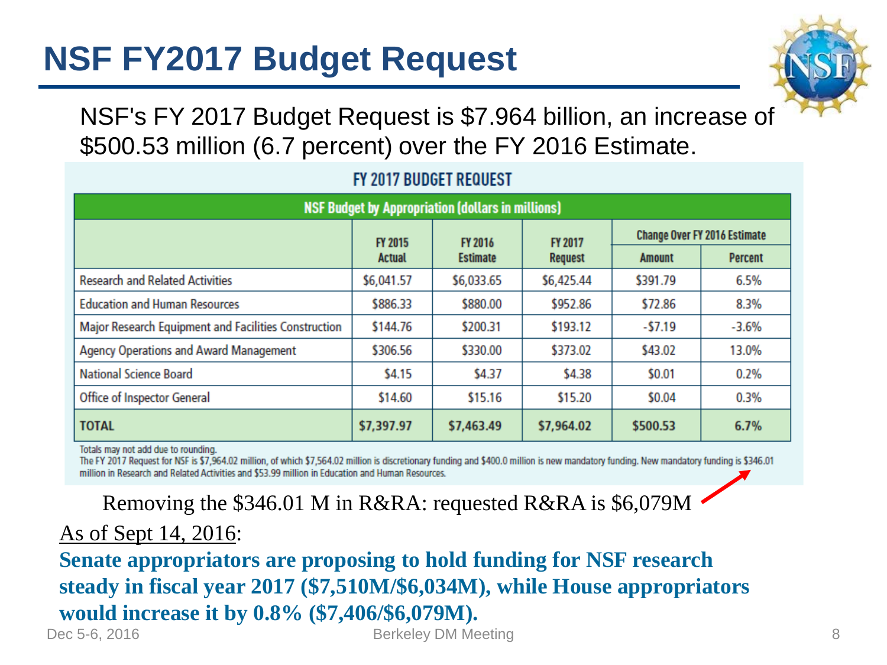# NSF FY2017 Budget Request

NSF's FY 2017 Budget Request is $7.964 billion, an increase of $500.53 million (6.7 percent) over the FY 2016 Estimate.

**FY 2017 BUDGET REQUEST**

| NSF Budget by Appropriation (dollars in millions) | | | | | |
|---|---|---|---|---|---|
| | FY 2015 Actual | FY 2016 Estimate | FY 2017 Request | Change Over FY 2016 Estimate | |
| | | | | Amount | Percent |
| Research and Related Activities | $6,041.57 | $6,033.65 | $6,425.44 | $391.79 | 6.5% |
| Education and Human Resources | $886.33 | $880.00 | $952.86 | $72.86 | 8.3% |
| Major Research Equipment and Facilities Construction | $144.76 | $200.31 | $193.12 | -$7.19 | -3.6% |
| Agency Operations and Award Management | $306.56 | $330.00 | $373.02 | $43.02 | 13.0% |
| National Science Board | $4.15 | $4.37 | $4.38 | $0.01 | 0.2% |
| Office of Inspector General | $14.60 | $15.16 | $15.20 | $0.04 | 0.3% |
| **TOTAL** | **$7,397.97** | **$7,463.49** | **$7,964.02** | **$500.53** | **6.7%** |

Totals may not add due to rounding.
The FY 2017 Request for NSF is $7,964.02 million, of which $7,564.02 million is discretionary funding and $400.0 million is new mandatory funding. New mandatory funding is $346.01 million in Research and Related Activities and $53.99 million in Education and Human Resources.

Removing the $346.01 M in R&RA: requested R&RA is $6,079M

As of Sept 14, 2016:

**Senate appropriators are proposing to hold funding for NSF research steady in fiscal year 2017 ($7,510M/$6,034M), while House appropriators would increase it by 0.8% ($7,406/$6,079M).**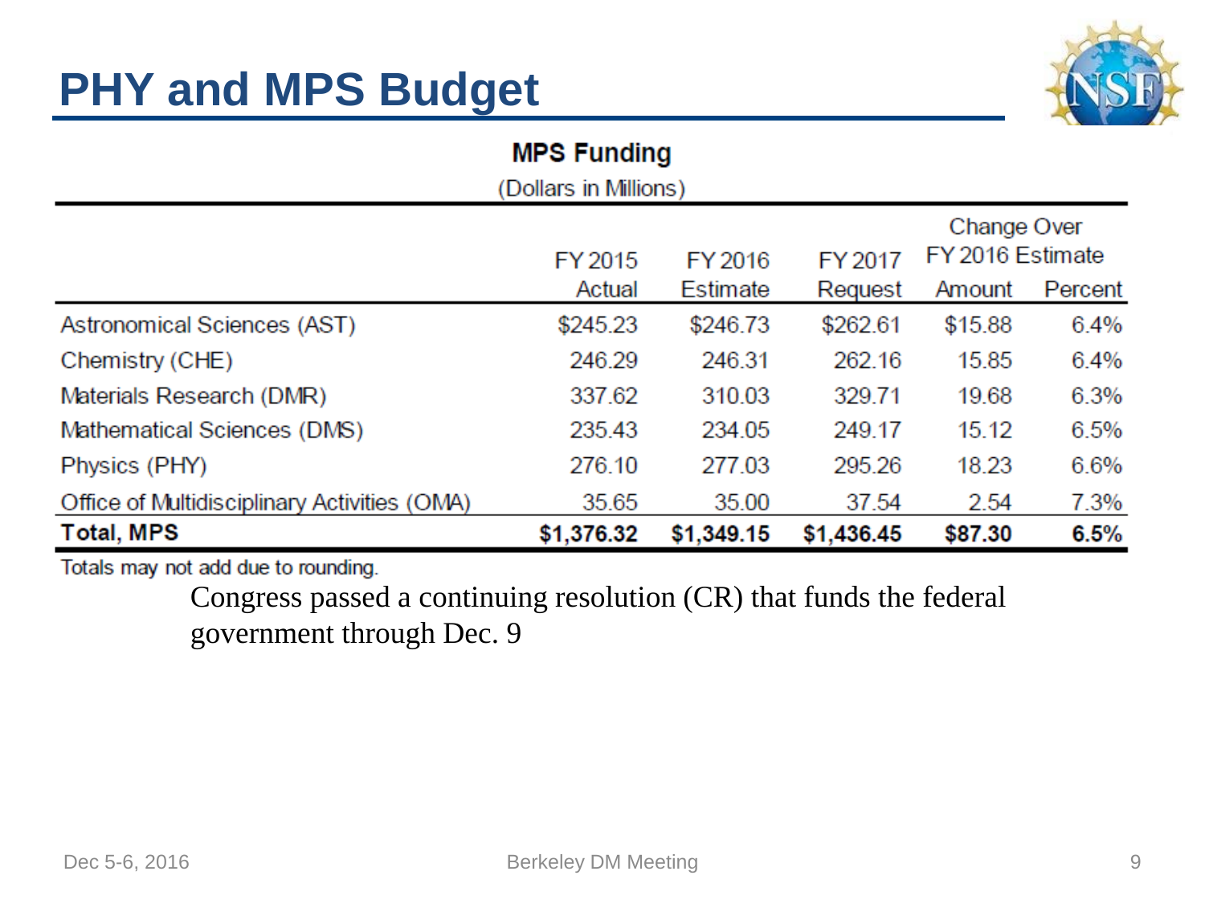# PHY and MPS Budget

**MPS Funding**

(Dollars in Millions)

| | FY 2015 Actual | FY 2016 Estimate | FY 2017 Request | Change Over FY 2016 Estimate | |
|---|---|---|---|---|---|
| | | | | Amount | Percent |
| Astronomical Sciences (AST) | $245.23 | $246.73 | $262.61 | $15.88 | 6.4% |
| Chemistry (CHE) | 246.29 | 246.31 | 262.16 | 15.85 | 6.4% |
| Materials Research (DMR) | 337.62 | 310.03 | 329.71 | 19.68 | 6.3% |
| Mathematical Sciences (DMS) | 235.43 | 234.05 | 249.17 | 15.12 | 6.5% |
| Physics (PHY) | 276.10 | 277.03 | 295.26 | 18.23 | 6.6% |
| Office of Multidisciplinary Activities (OMA) | 35.65 | 35.00 | 37.54 | 2.54 | 7.3% |
| **Total, MPS** | **$1,376.32** | **$1,349.15** | **$1,436.45** | **$87.30** | **6.5%** |

Totals may not add due to rounding.

Congress passed a continuing resolution (CR) that funds the federal government through Dec. 9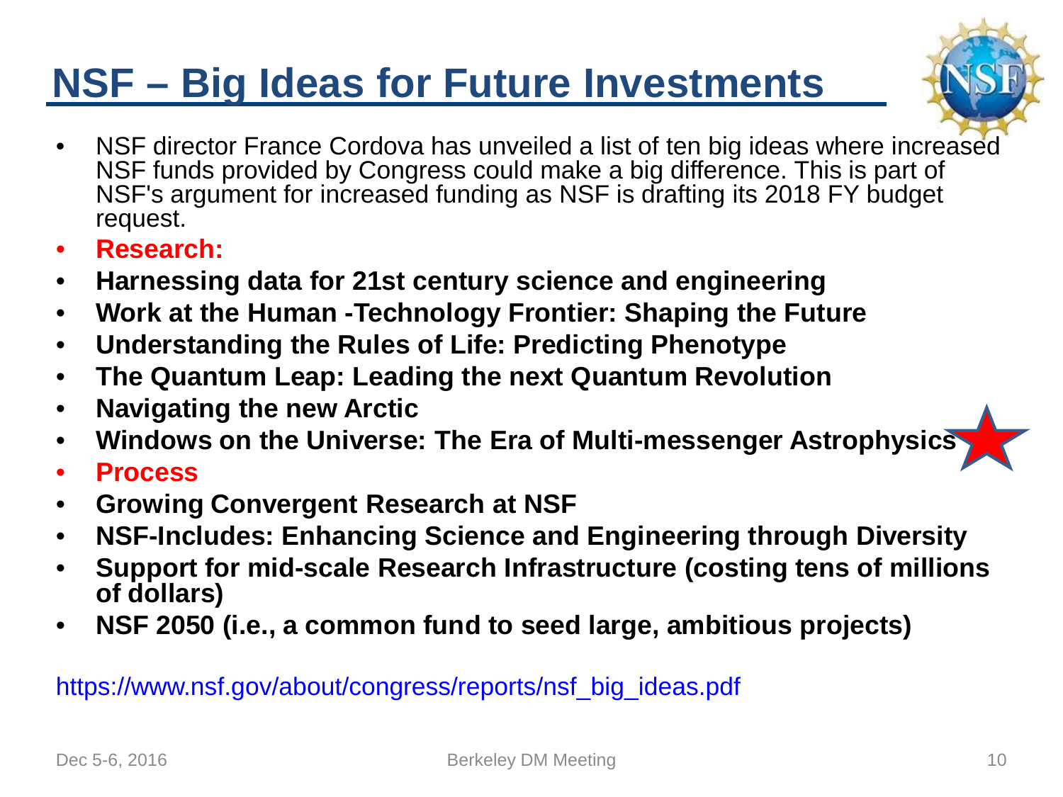# NSF – Big Ideas for Future Investments

- NSF director France Cordova has unveiled a list of ten big ideas where increased NSF funds provided by Congress could make a big difference. This is part of NSF's argument for increased funding as NSF is drafting its 2018 FY budget request.
- **Research:**
- **Harnessing data for 21st century science and engineering**
- **Work at the Human -Technology Frontier: Shaping the Future**
- **Understanding the Rules of Life: Predicting Phenotype**
- **The Quantum Leap: Leading the next Quantum Revolution**
- **Navigating the new Arctic**
- **Windows on the Universe: The Era of Multi-messenger Astrophysics**
- **Process**
- **Growing Convergent Research at NSF**
- **NSF-Includes: Enhancing Science and Engineering through Diversity**
- **Support for mid-scale Research Infrastructure (costing tens of millions of dollars)**
- **NSF 2050 (i.e., a common fund to seed large, ambitious projects)**

https://www.nsf.gov/about/congress/reports/nsf_big_ideas.pdf